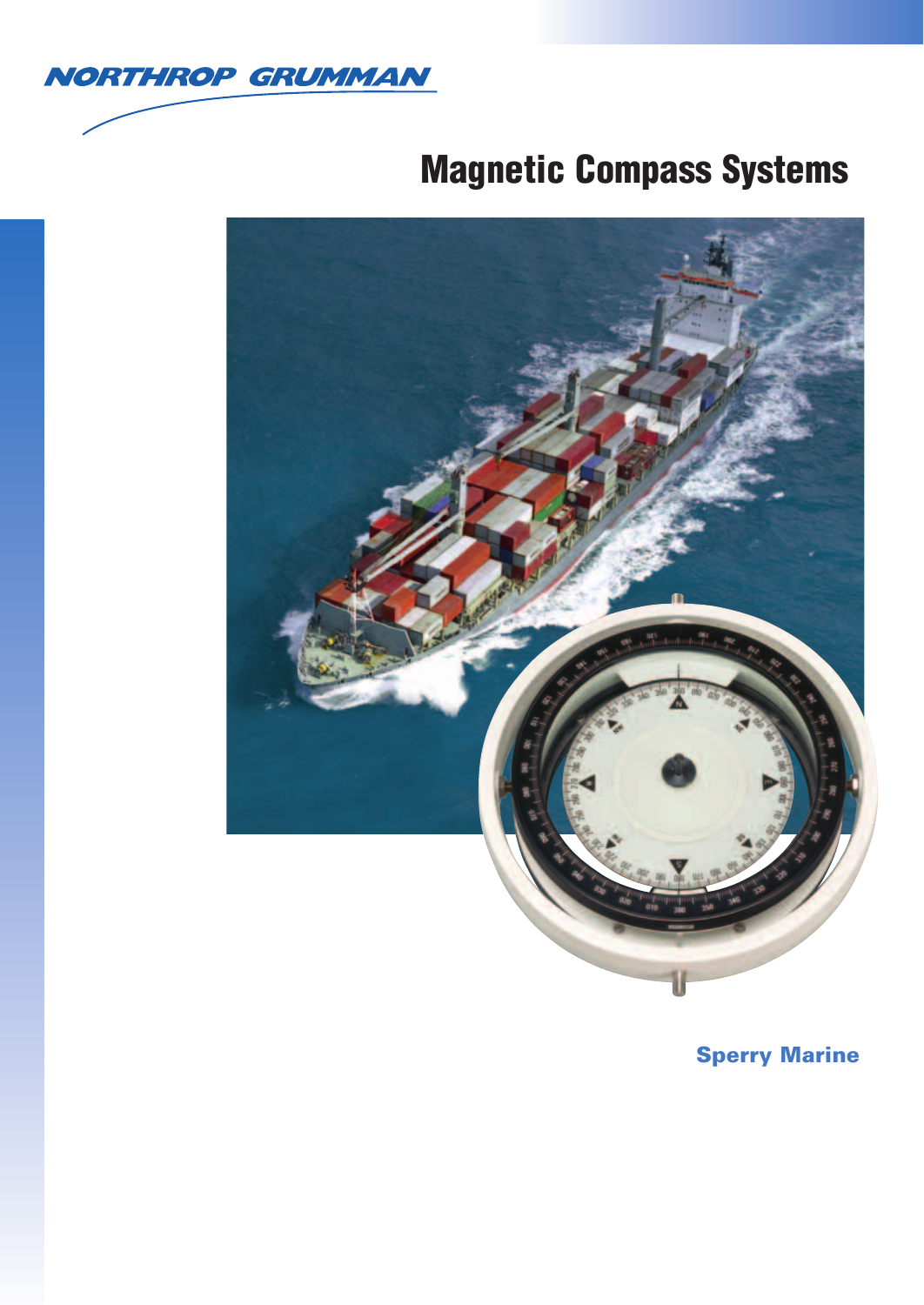NORTHROP GRUMMAN

# Magnetic Compass Systems

**Sperry Marine**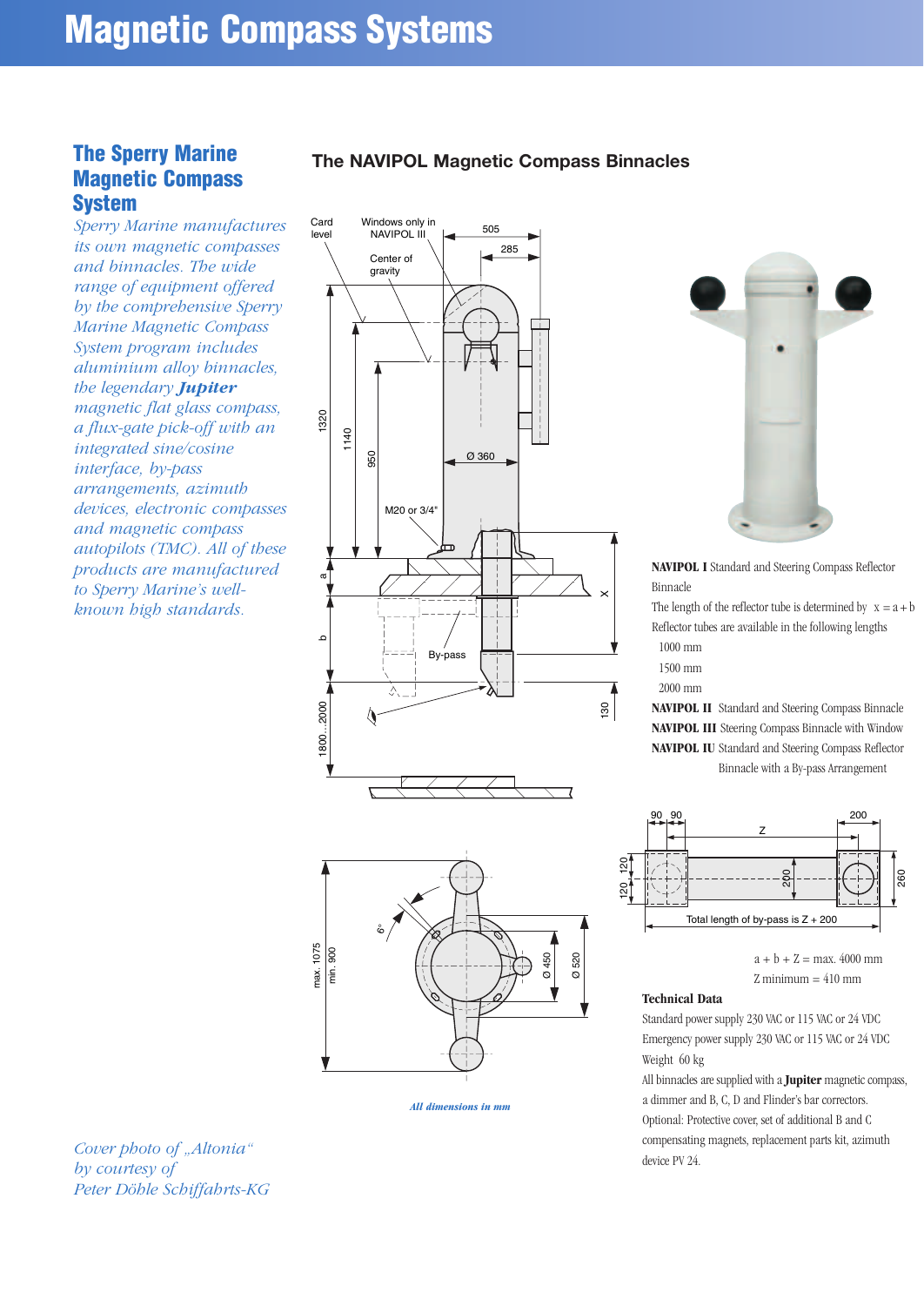# Magnetic Compass Systems

## The Sperry Marine Magnetic Compass System

*Sperry Marine manufactures its own magnetic compasses and binnacles. The wide range of equipment offered by the comprehensive Sperry Marine Magnetic Compass System program includes aluminium alloy binnacles, the legendary **Jupiter** magnetic flat glass compass, a flux-gate pick-off with an integrated sine/cosine interface, by-pass arrangements, azimuth devices, electronic compasses and magnetic compass autopilots (TMC). All of these products are manufactured to Sperry Marine's well-known high standards.*

## The NAVIPOL Magnetic Compass Binnacles

Card level — Windows only in NAVIPOL III — 505 — 285 — Center of gravity — 1320 — 1140 — 950 — Ø 360 — M20 or 3/4" — a — b — X — By-pass — 1800...2000 — 130

max. 1075 — min. 900 — 6° — Ø 450 — Ø 520

*All dimensions in mm*

**NAVIPOL I** Standard and Steering Compass Reflector Binnacle

The length of the reflector tube is determined by $x = a + b$

Reflector tubes are available in the following lengths

- 1000 mm
- 1500 mm
- 2000 mm

**NAVIPOL II** Standard and Steering Compass Binnacle

**NAVIPOL III** Steering Compass Binnacle with Window

**NAVIPOL IU** Standard and Steering Compass Reflector Binnacle with a By-pass Arrangement

90 — 90 — 200 — Z — 120 — 120 — 200 — 260

Total length of by-pass is Z + 200

$a + b + Z = \text{max. } 4000 \text{ mm}$

$Z \text{ minimum} = 410 \text{ mm}$

**Technical Data**

Standard power supply 230 VAC or 115 VAC or 24 VDC

Emergency power supply 230 VAC or 115 VAC or 24 VDC

Weight 60 kg

All binnacles are supplied with a **Jupiter** magnetic compass, a dimmer and B, C, D and Flinder's bar correctors.

Optional: Protective cover, set of additional B and C compensating magnets, replacement parts kit, azimuth device PV 24.

*Cover photo of „Altonia" by courtesy of Peter Döhle Schiffahrts-KG*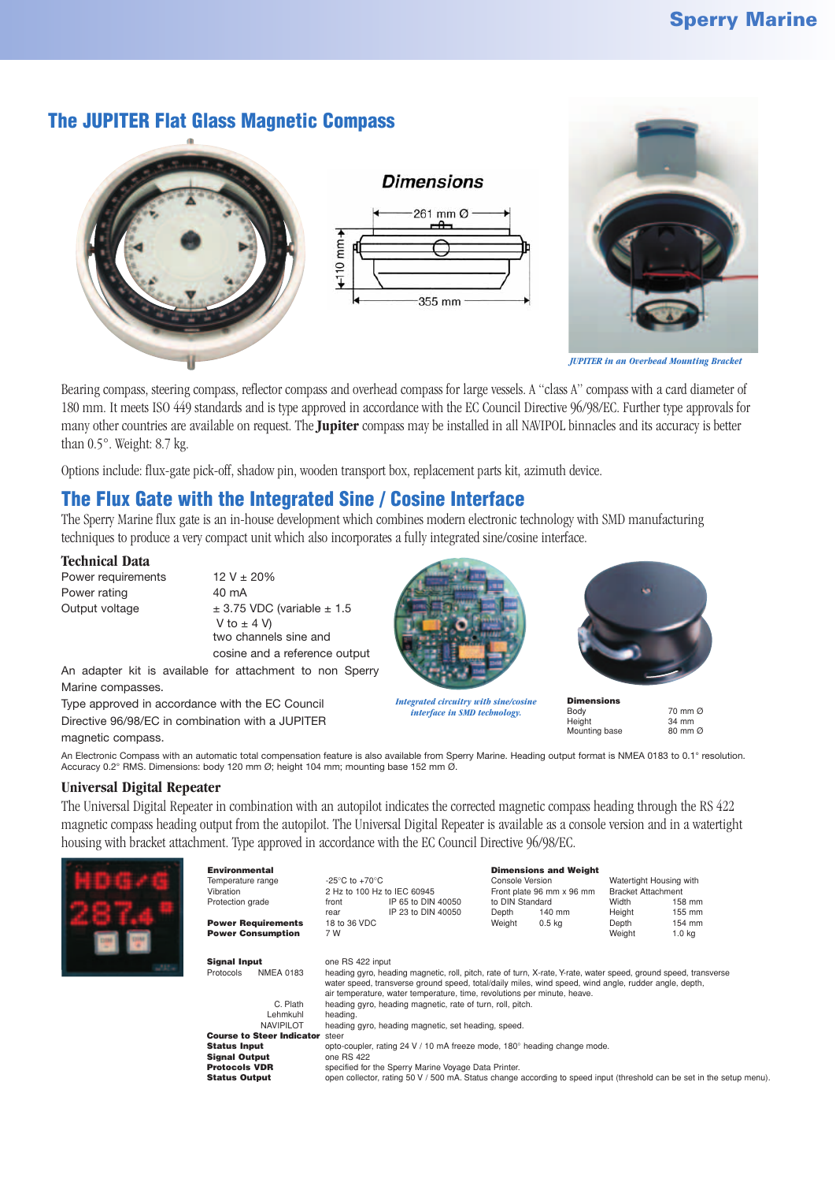## The JUPITER Flat Glass Magnetic Compass

Dimensions

261 mm Ø

110 mm

355 mm

*JUPITER in an Overhead Mounting Bracket*

Bearing compass, steering compass, reflector compass and overhead compass for large vessels. A "class A" compass with a card diameter of 180 mm. It meets ISO 449 standards and is type approved in accordance with the EC Council Directive 96/98/EC. Further type approvals for many other countries are available on request. The **Jupiter** compass may be installed in all NAVIPOL binnacles and its accuracy is better than 0.5°. Weight: 8.7 kg.

Options include: flux-gate pick-off, shadow pin, wooden transport box, replacement parts kit, azimuth device.

## The Flux Gate with the Integrated Sine / Cosine Interface

The Sperry Marine flux gate is an in-house development which combines modern electronic technology with SMD manufacturing techniques to produce a very compact unit which also incorporates a fully integrated sine/cosine interface.

### Technical Data

| | |
|---|---|
| Power requirements | 12 V ± 20% |
| Power rating | 40 mA |
| Output voltage | ± 3.75 VDC (variable ± 1.5 V to ± 4 V) two channels sine and cosine and a reference output |

An adapter kit is available for attachment to non Sperry Marine compasses.

Type approved in accordance with the EC Council Directive 96/98/EC in combination with a JUPITER magnetic compass.

*Integrated circuitry with sine/cosine interface in SMD technology.*

**Dimensions**

| | |
|---|---|
| Body | 70 mm Ø |
| Height | 34 mm |
| Mounting base | 80 mm Ø |

An Electronic Compass with an automatic total compensation feature is also available from Sperry Marine. Heading output format is NMEA 0183 to 0.1° resolution. Accuracy 0.2° RMS. Dimensions: body 120 mm Ø; height 104 mm; mounting base 152 mm Ø.

### Universal Digital Repeater

The Universal Digital Repeater in combination with an autopilot indicates the corrected magnetic compass heading through the RS 422 magnetic compass heading output from the autopilot. The Universal Digital Repeater is available as a console version and in a watertight housing with bracket attachment. Type approved in accordance with the EC Council Directive 96/98/EC.

**Environmental**

| | | |
|---|---|---|
| Temperature range | -25°C to +70°C | |
| Vibration | 2 Hz to 100 Hz to IEC 60945 | |
| Protection grade | front | IP 65 to DIN 40050 |
| | rear | IP 23 to DIN 40050 |
| **Power Requirements** | 18 to 36 VDC | |
| **Power Consumption** | 7 W | |

**Dimensions and Weight**

| Console Version | | Watertight Housing with Bracket Attachment | |
|---|---|---|---|
| Front plate 96 mm x 96 mm to DIN Standard | | | |
| | | Width | 158 mm |
| Depth | 140 mm | Height | 155 mm |
| Weight | 0.5 kg | Depth | 154 mm |
| | | Weight | 1.0 kg |

| | |
|---|---|
| **Signal Input** | one RS 422 input |
| Protocols NMEA 0183 | heading gyro, heading magnetic, roll, pitch, rate of turn, X-rate, Y-rate, water speed, ground speed, transverse water speed, transverse ground speed, total/daily miles, wind speed, wind angle, rudder angle, depth, air temperature, water temperature, time, revolutions per minute, heave. |
| C. Plath | heading gyro, heading magnetic, rate of turn, roll, pitch. |
| Lehmkuhl | heading. |
| NAVIPILOT | heading gyro, heading magnetic, set heading, speed. |
| **Course to Steer Indicator** | steer |
| **Status Input** | opto-coupler, rating 24 V / 10 mA freeze mode, 180° heading change mode. |
| **Signal Output** | one RS 422 |
| **Protocols VDR** | specified for the Sperry Marine Voyage Data Printer. |
| **Status Output** | open collector, rating 50 V / 500 mA. Status change according to speed input (threshold can be set in the setup menu). |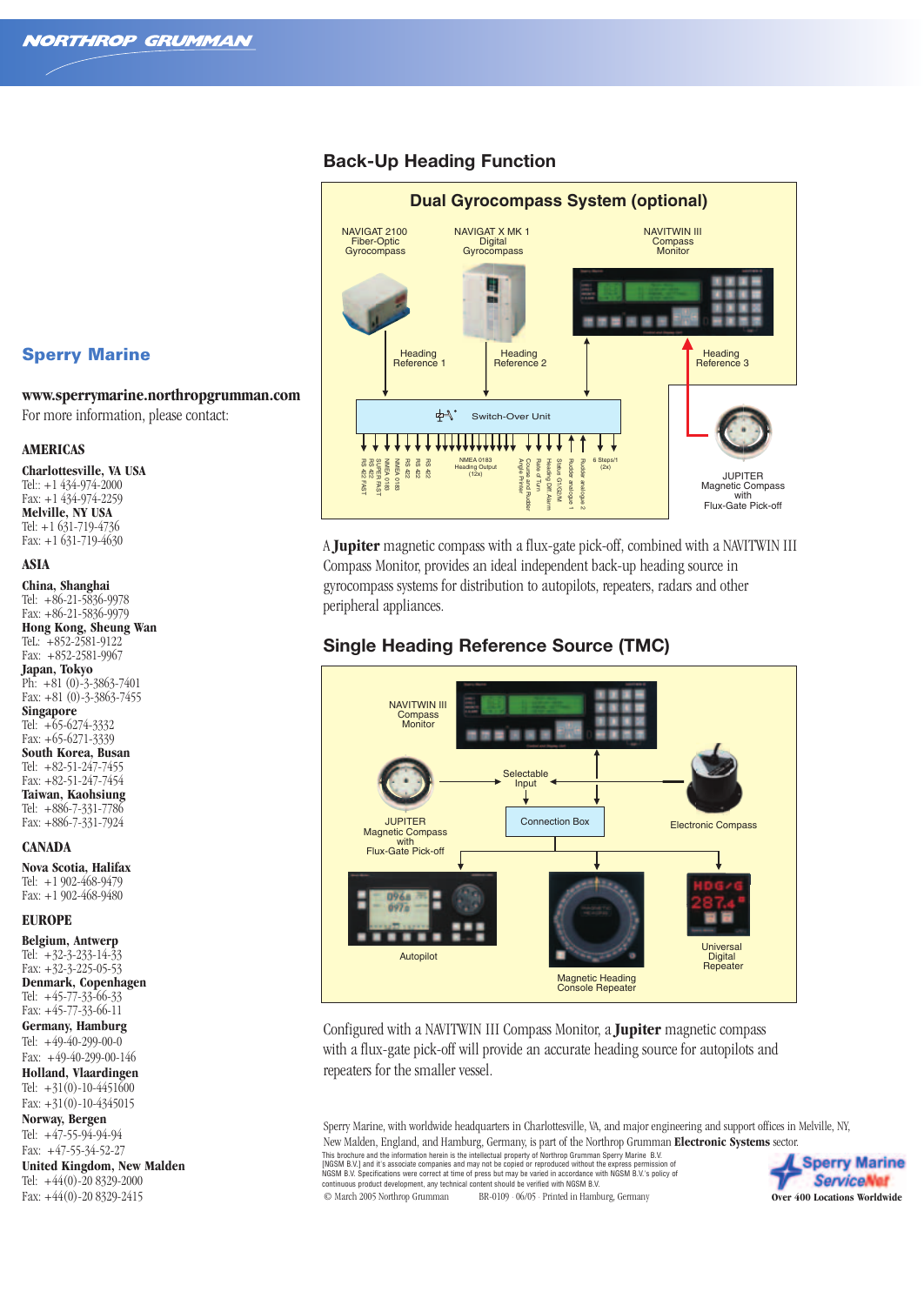## Sperry Marine

www.sperrymarine.northropgrumman.com
For more information, please contact:

**AMERICAS**

**Charlottesville, VA USA**
Tel.: +1 434-974-2000
Fax: +1 434-974-2259
**Melville, NY USA**
Tel: +1 631-719-4736
Fax: +1 631-719-4630

**ASIA**

**China, Shanghai**
Tel: +86-21-5836-9978
Fax: +86-21-5836-9979
**Hong Kong, Sheung Wan**
TeL: +852-2581-9122
Fax: +852-2581-9967
**Japan, Tokyo**
Ph: +81 (0)-3-3863-7401
Fax: +81 (0)-3-3863-7455
**Singapore**
Tel: +65-6274-3332
Fax: +65-6271-3339
**South Korea, Busan**
Tel: +82-51-247-7455
Fax: +82-51-247-7454
**Taiwan, Kaohsiung**
Tel: +886-7-331-7786
Fax: +886-7-331-7924

**CANADA**

**Nova Scotia, Halifax**
Tel: +1 902-468-9479
Fax: +1 902-468-9480

**EUROPE**

**Belgium, Antwerp**
Tel: +32-3-233-14-33
Fax: +32-3-225-05-53
**Denmark, Copenhagen**
Tel: +45-77-33-66-33
Fax: +45-77-33-66-11
**Germany, Hamburg**
Tel: +49-40-299-00-0
Fax: +49-40-299-00-146
**Holland, Vlaardingen**
Tel: +31(0)-10-4451600
Fax: +31(0)-10-4345015
**Norway, Bergen**
Tel: +47-55-94-94-94
Fax: +47-55-34-52-27
**United Kingdom, New Malden**
Tel: +44(0)-20 8329-2000
Fax: +44(0)-20 8329-2415

## Back-Up Heading Function

Dual Gyrocompass System (optional)

NAVIGAT 2100 Fiber-Optic Gyrocompass
NAVIGAT X MK 1 Digital Gyrocompass
NAVITWIN III Compass Monitor
Heading Reference 1
Heading Reference 2
Heading Reference 3
Switch-Over Unit
RS 422 FAST
RS 422 SUPER FAST
NMEA 0183
NMEA 0183
RS 422
RS 422
NMEA 0183 Heading Output (12x)
Angle Printer
Course and Rudder
Rate of Turn
Heading Diff. Alarm
Status Gyro/Mag
Rudder analogue 1
Rudder analogue 2
6 Steps/1 (2x)
JUPITER Magnetic Compass with Flux-Gate Pick-off

A **Jupiter** magnetic compass with a flux-gate pick-off, combined with a NAVITWIN III Compass Monitor, provides an ideal independent back-up heading source in gyrocompass systems for distribution to autopilots, repeaters, radars and other peripheral appliances.

## Single Heading Reference Source (TMC)

NAVITWIN III Compass Monitor
JUPITER Magnetic Compass with Flux-Gate Pick-off
Selectable Input
Connection Box
Electronic Compass
Autopilot
Magnetic Heading Console Repeater
Universal Digital Repeater

Configured with a NAVITWIN III Compass Monitor, a **Jupiter** magnetic compass with a flux-gate pick-off will provide an accurate heading source for autopilots and repeaters for the smaller vessel.

Sperry Marine, with worldwide headquarters in Charlottesville, VA, and major engineering and support offices in Melville, NY, New Malden, England, and Hamburg, Germany, is part of the Northrop Grumman **Electronic Systems** sector.

This brochure and the information herein is the intellectual property of Northrop Grumman Sperry Marine B.V. [NGSM B.V.] and it's associate companies and may not be copied or reproduced without the express permission of NGSM B.V. Specifications were correct at time of press but may be varied in accordance with NGSM B.V.'s policy of continuous product development, any technical content should be verified with NGSM B.V.

© March 2005 Northrop Grumman BR-0109 · 06/05 · Printed in Hamburg, Germany

Sperry Marine ServiceNet
Over 400 Locations Worldwide